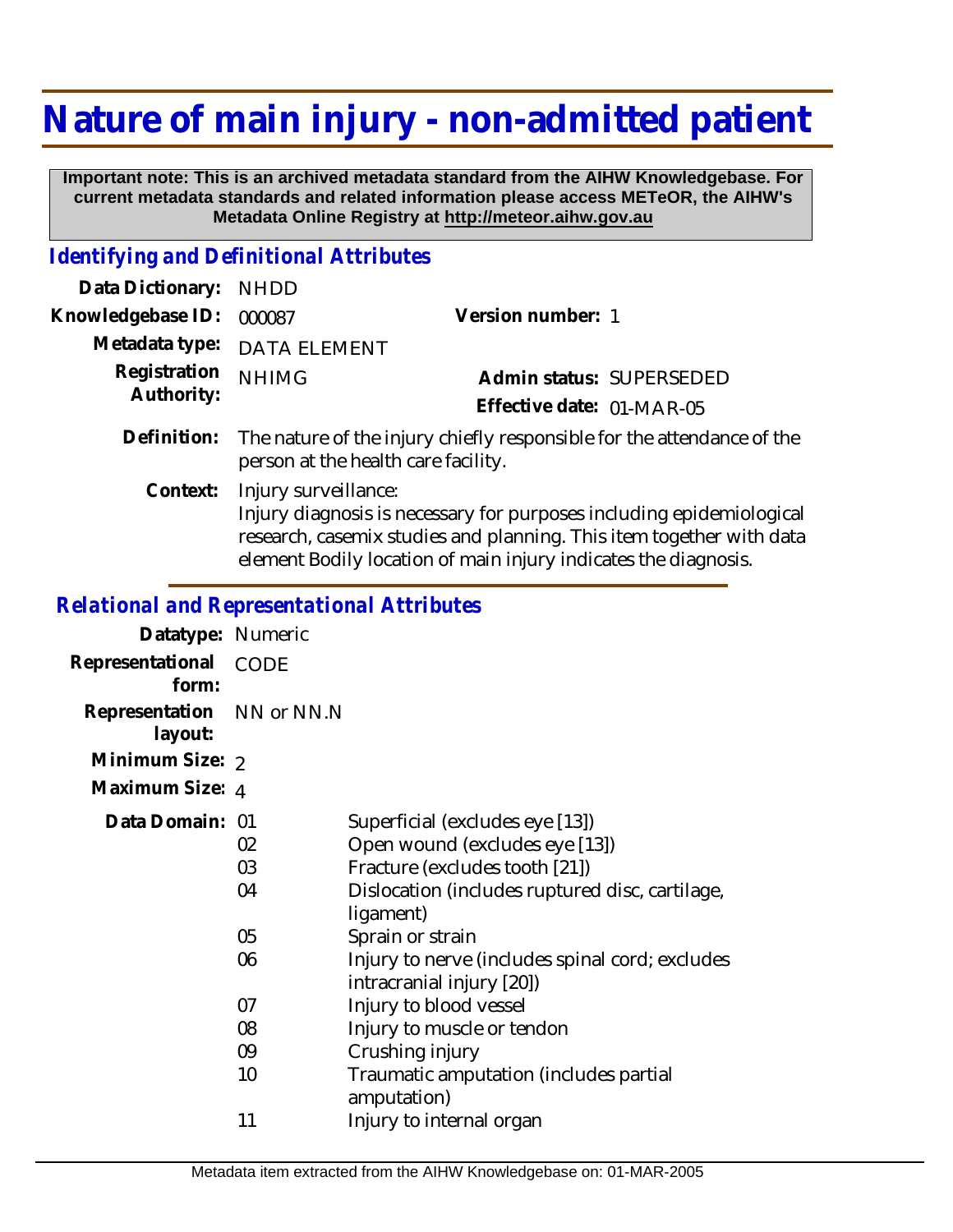# Nature of main injury - non-admitted patient

**Important note: This is an archived metadata standard from the AIHW Knowledgebase. For current metadata standards and related information please access METeOR, the AIHW's Metadata Online Registry at http://meteor.aihw.gov.au**

## *Identifying and Definitional Attributes*

| | | | |
|---|---|---|---|
| **Data Dictionary:** | NHDD | | |
| **Knowledgebase ID:** | 000087 | **Version number:** | 1 |
| **Metadata type:** | DATA ELEMENT | | |
| **Registration Authority:** | NHIMG | **Admin status:** | SUPERSEDED |
| | | **Effective date:** | 01-MAR-05 |

**Definition:** The nature of the injury chiefly responsible for the attendance of the person at the health care facility.

**Context:** Injury surveillance:
Injury diagnosis is necessary for purposes including epidemiological research, casemix studies and planning. This item together with data element Bodily location of main injury indicates the diagnosis.

## *Relational and Representational Attributes*

**Datatype:** Numeric

**Representational form:** CODE

**Representation layout:** NN or NN.N

**Minimum Size:** 2

**Maximum Size:** 4

**Data Domain:**

| Code | Description |
|---|---|
| 01 | Superficial (excludes eye [13]) |
| 02 | Open wound (excludes eye [13]) |
| 03 | Fracture (excludes tooth [21]) |
| 04 | Dislocation (includes ruptured disc, cartilage, ligament) |
| 05 | Sprain or strain |
| 06 | Injury to nerve (includes spinal cord; excludes intracranial injury [20]) |
| 07 | Injury to blood vessel |
| 08 | Injury to muscle or tendon |
| 09 | Crushing injury |
| 10 | Traumatic amputation (includes partial amputation) |
| 11 | Injury to internal organ |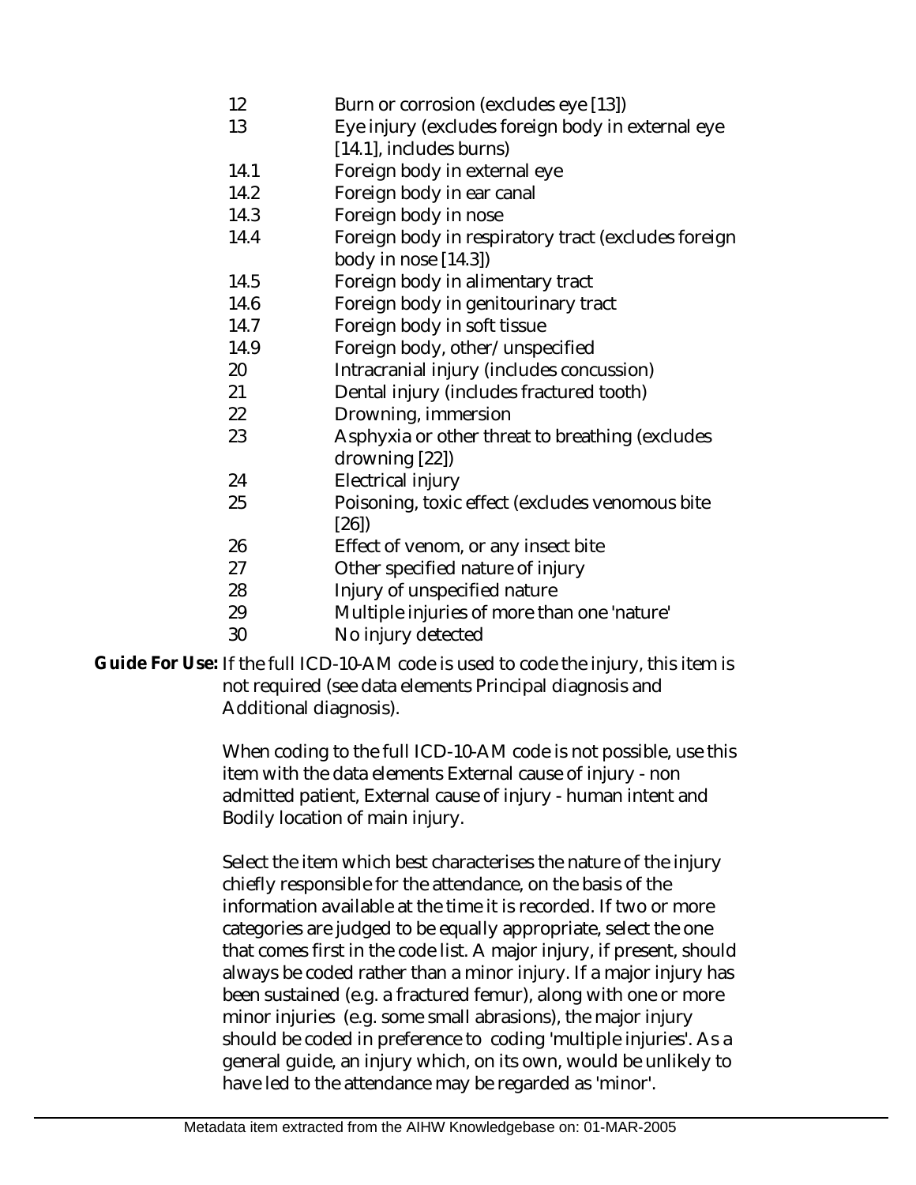| | |
|---|---|
| 12 | Burn or corrosion (excludes eye [13]) |
| 13 | Eye injury (excludes foreign body in external eye [14.1], includes burns) |
| 14.1 | Foreign body in external eye |
| 14.2 | Foreign body in ear canal |
| 14.3 | Foreign body in nose |
| 14.4 | Foreign body in respiratory tract (excludes foreign body in nose [14.3]) |
| 14.5 | Foreign body in alimentary tract |
| 14.6 | Foreign body in genitourinary tract |
| 14.7 | Foreign body in soft tissue |
| 14.9 | Foreign body, other/unspecified |
| 20 | Intracranial injury (includes concussion) |
| 21 | Dental injury (includes fractured tooth) |
| 22 | Drowning, immersion |
| 23 | Asphyxia or other threat to breathing (excludes drowning [22]) |
| 24 | Electrical injury |
| 25 | Poisoning, toxic effect (excludes venomous bite [26]) |
| 26 | Effect of venom, or any insect bite |
| 27 | Other specified nature of injury |
| 28 | Injury of unspecified nature |
| 29 | Multiple injuries of more than one 'nature' |
| 30 | No injury detected |

**Guide For Use:** If the full ICD-10-AM code is used to code the injury, this item is not required (see data elements Principal diagnosis and Additional diagnosis).

When coding to the full ICD-10-AM code is not possible, use this item with the data elements External cause of injury - non admitted patient, External cause of injury - human intent and Bodily location of main injury.

Select the item which best characterises the nature of the injury chiefly responsible for the attendance, on the basis of the information available at the time it is recorded. If two or more categories are judged to be equally appropriate, select the one that comes first in the code list. A major injury, if present, should always be coded rather than a minor injury. If a major injury has been sustained (e.g. a fractured femur), along with one or more minor injuries (e.g. some small abrasions), the major injury should be coded in preference to coding 'multiple injuries'. As a general guide, an injury which, on its own, would be unlikely to have led to the attendance may be regarded as 'minor'.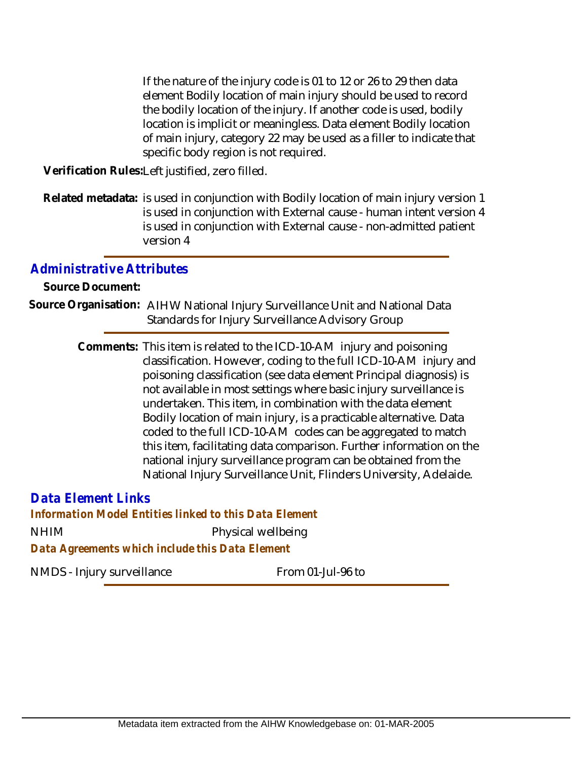If the nature of the injury code is 01 to 12 or 26 to 29 then data element Bodily location of main injury should be used to record the bodily location of the injury. If another code is used, bodily location is implicit or meaningless. Data element Bodily location of main injury, category 22 may be used as a filler to indicate that specific body region is not required.

**Verification Rules:** Left justified, zero filled.

**Related metadata:** is used in conjunction with Bodily location of main injury version 1
is used in conjunction with External cause - human intent version 4
is used in conjunction with External cause - non-admitted patient version 4

## Administrative Attributes

**Source Document:**

**Source Organisation:** AIHW National Injury Surveillance Unit and National Data Standards for Injury Surveillance Advisory Group

**Comments:** This item is related to the ICD-10-AM injury and poisoning classification. However, coding to the full ICD-10-AM injury and poisoning classification (see data element Principal diagnosis) is not available in most settings where basic injury surveillance is undertaken. This item, in combination with the data element Bodily location of main injury, is a practicable alternative. Data coded to the full ICD-10-AM codes can be aggregated to match this item, facilitating data comparison. Further information on the national injury surveillance program can be obtained from the National Injury Surveillance Unit, Flinders University, Adelaide.

## Data Element Links

### Information Model Entities linked to this Data Element

NHIM — Physical wellbeing

### Data Agreements which include this Data Element

NMDS - Injury surveillance — From 01-Jul-96 to

Metadata item extracted from the AIHW Knowledgebase on: 01-MAR-2005